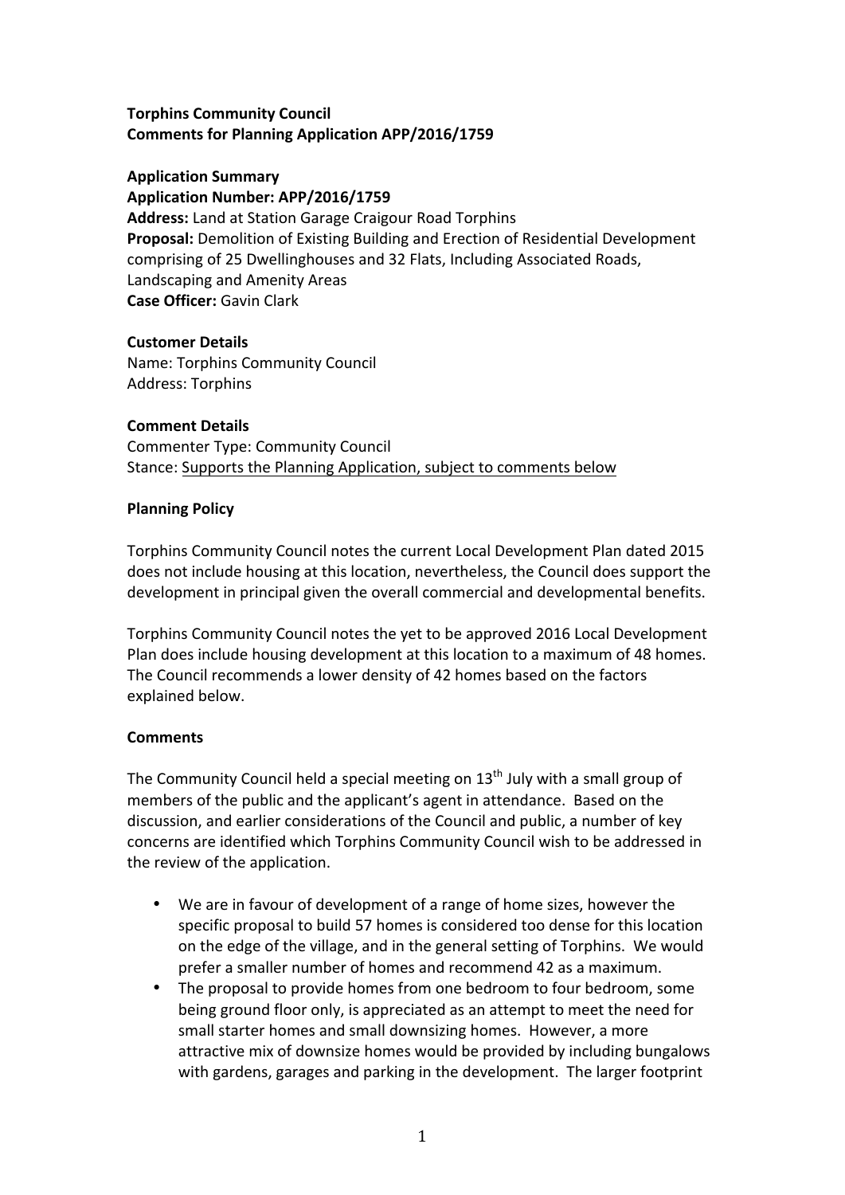**Torphins Community Council**
**Comments for Planning Application APP/2016/1759**

**Application Summary**
**Application Number: APP/2016/1759**
**Address:** Land at Station Garage Craigour Road Torphins
**Proposal:** Demolition of Existing Building and Erection of Residential Development comprising of 25 Dwellinghouses and 32 Flats, Including Associated Roads, Landscaping and Amenity Areas
**Case Officer:** Gavin Clark

**Customer Details**
Name: Torphins Community Council
Address: Torphins

**Comment Details**
Commenter Type: Community Council
Stance: Supports the Planning Application, subject to comments below

**Planning Policy**

Torphins Community Council notes the current Local Development Plan dated 2015 does not include housing at this location, nevertheless, the Council does support the development in principal given the overall commercial and developmental benefits.

Torphins Community Council notes the yet to be approved 2016 Local Development Plan does include housing development at this location to a maximum of 48 homes. The Council recommends a lower density of 42 homes based on the factors explained below.

**Comments**

The Community Council held a special meeting on 13th July with a small group of members of the public and the applicant's agent in attendance. Based on the discussion, and earlier considerations of the Council and public, a number of key concerns are identified which Torphins Community Council wish to be addressed in the review of the application.

- We are in favour of development of a range of home sizes, however the specific proposal to build 57 homes is considered too dense for this location on the edge of the village, and in the general setting of Torphins. We would prefer a smaller number of homes and recommend 42 as a maximum.
- The proposal to provide homes from one bedroom to four bedroom, some being ground floor only, is appreciated as an attempt to meet the need for small starter homes and small downsizing homes. However, a more attractive mix of downsize homes would be provided by including bungalows with gardens, garages and parking in the development. The larger footprint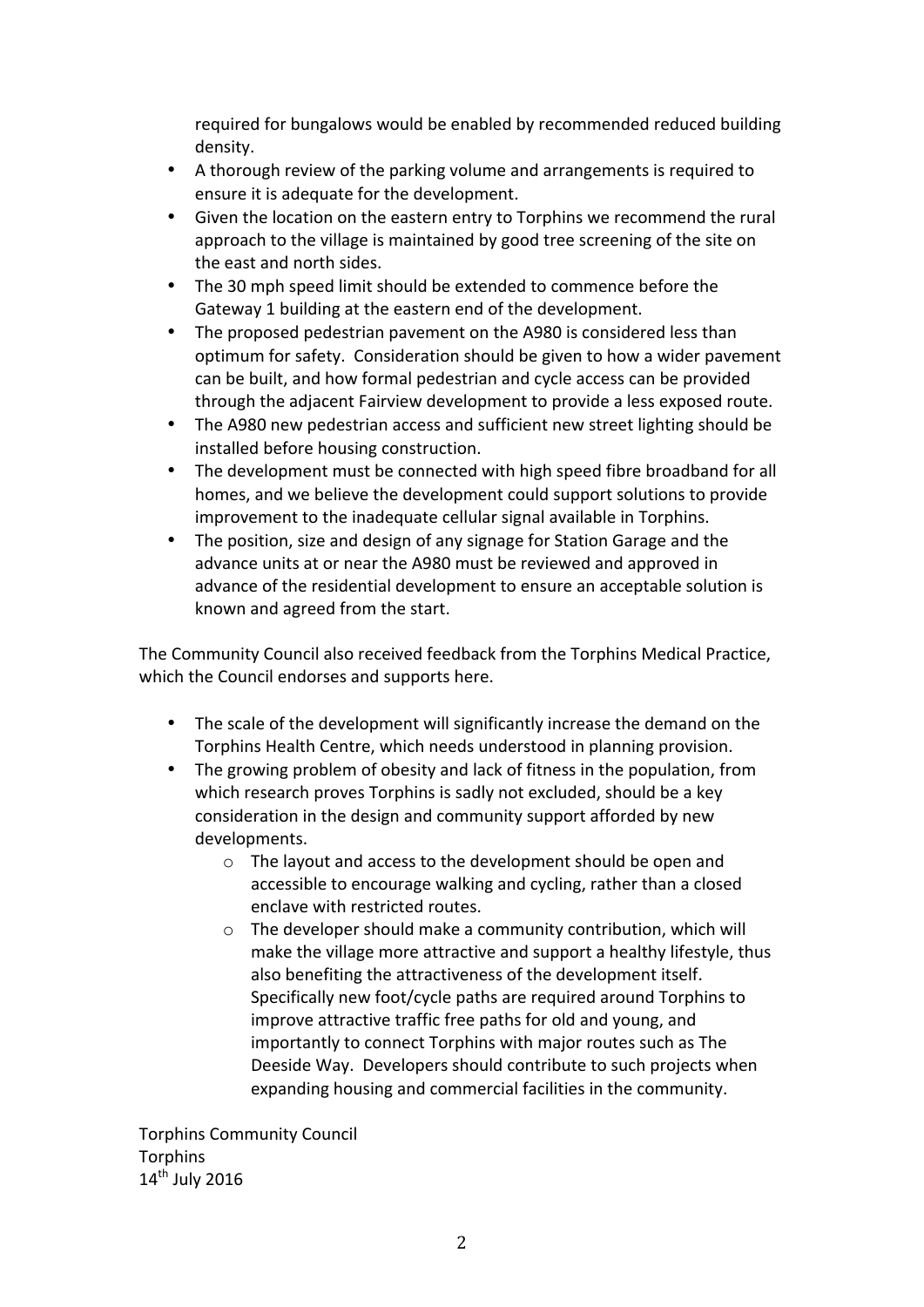required for bungalows would be enabled by recommended reduced building density.

- A thorough review of the parking volume and arrangements is required to ensure it is adequate for the development.
- Given the location on the eastern entry to Torphins we recommend the rural approach to the village is maintained by good tree screening of the site on the east and north sides.
- The 30 mph speed limit should be extended to commence before the Gateway 1 building at the eastern end of the development.
- The proposed pedestrian pavement on the A980 is considered less than optimum for safety. Consideration should be given to how a wider pavement can be built, and how formal pedestrian and cycle access can be provided through the adjacent Fairview development to provide a less exposed route.
- The A980 new pedestrian access and sufficient new street lighting should be installed before housing construction.
- The development must be connected with high speed fibre broadband for all homes, and we believe the development could support solutions to provide improvement to the inadequate cellular signal available in Torphins.
- The position, size and design of any signage for Station Garage and the advance units at or near the A980 must be reviewed and approved in advance of the residential development to ensure an acceptable solution is known and agreed from the start.

The Community Council also received feedback from the Torphins Medical Practice, which the Council endorses and supports here.

- The scale of the development will significantly increase the demand on the Torphins Health Centre, which needs understood in planning provision.
- The growing problem of obesity and lack of fitness in the population, from which research proves Torphins is sadly not excluded, should be a key consideration in the design and community support afforded by new developments.
  - The layout and access to the development should be open and accessible to encourage walking and cycling, rather than a closed enclave with restricted routes.
  - The developer should make a community contribution, which will make the village more attractive and support a healthy lifestyle, thus also benefiting the attractiveness of the development itself. Specifically new foot/cycle paths are required around Torphins to improve attractive traffic free paths for old and young, and importantly to connect Torphins with major routes such as The Deeside Way. Developers should contribute to such projects when expanding housing and commercial facilities in the community.

Torphins Community Council
Torphins
14th July 2016